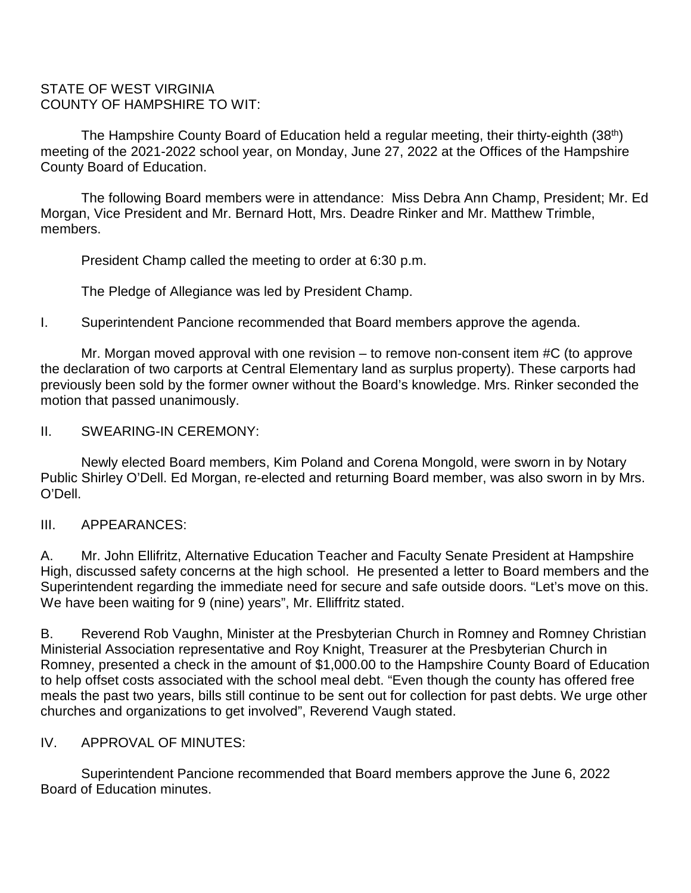STATE OF WEST VIRGINIA
COUNTY OF HAMPSHIRE TO WIT:

The Hampshire County Board of Education held a regular meeting, their thirty-eighth (38th) meeting of the 2021-2022 school year, on Monday, June 27, 2022 at the Offices of the Hampshire County Board of Education.

The following Board members were in attendance: Miss Debra Ann Champ, President; Mr. Ed Morgan, Vice President and Mr. Bernard Hott, Mrs. Deadre Rinker and Mr. Matthew Trimble, members.

President Champ called the meeting to order at 6:30 p.m.

The Pledge of Allegiance was led by President Champ.

I. Superintendent Pancione recommended that Board members approve the agenda.

Mr. Morgan moved approval with one revision – to remove non-consent item #C (to approve the declaration of two carports at Central Elementary land as surplus property). These carports had previously been sold by the former owner without the Board's knowledge. Mrs. Rinker seconded the motion that passed unanimously.

II. SWEARING-IN CEREMONY:

Newly elected Board members, Kim Poland and Corena Mongold, were sworn in by Notary Public Shirley O'Dell. Ed Morgan, re-elected and returning Board member, was also sworn in by Mrs. O'Dell.

III. APPEARANCES:

A. Mr. John Ellifritz, Alternative Education Teacher and Faculty Senate President at Hampshire High, discussed safety concerns at the high school. He presented a letter to Board members and the Superintendent regarding the immediate need for secure and safe outside doors. "Let's move on this. We have been waiting for 9 (nine) years", Mr. Elliffritz stated.

B. Reverend Rob Vaughn, Minister at the Presbyterian Church in Romney and Romney Christian Ministerial Association representative and Roy Knight, Treasurer at the Presbyterian Church in Romney, presented a check in the amount of $1,000.00 to the Hampshire County Board of Education to help offset costs associated with the school meal debt. "Even though the county has offered free meals the past two years, bills still continue to be sent out for collection for past debts. We urge other churches and organizations to get involved", Reverend Vaugh stated.

IV. APPROVAL OF MINUTES:

Superintendent Pancione recommended that Board members approve the June 6, 2022 Board of Education minutes.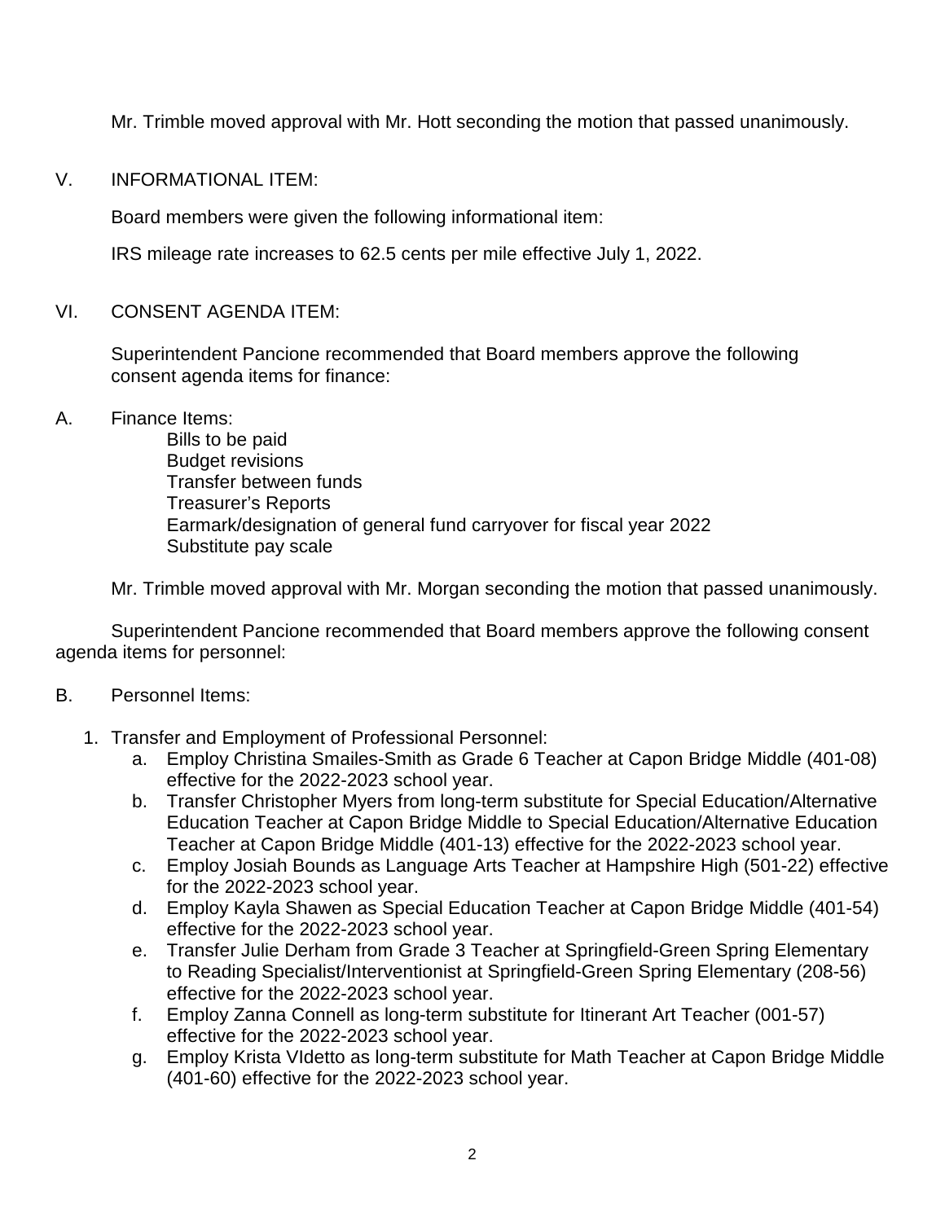Mr. Trimble moved approval with Mr. Hott seconding the motion that passed unanimously.

## V. INFORMATIONAL ITEM:

Board members were given the following informational item:

IRS mileage rate increases to 62.5 cents per mile effective July 1, 2022.

## VI. CONSENT AGENDA ITEM:

Superintendent Pancione recommended that Board members approve the following consent agenda items for finance:

A. Finance Items:

- Bills to be paid
- Budget revisions
- Transfer between funds
- Treasurer's Reports
- Earmark/designation of general fund carryover for fiscal year 2022
- Substitute pay scale

Mr. Trimble moved approval with Mr. Morgan seconding the motion that passed unanimously.

Superintendent Pancione recommended that Board members approve the following consent agenda items for personnel:

B. Personnel Items:

1. Transfer and Employment of Professional Personnel:
   a. Employ Christina Smailes-Smith as Grade 6 Teacher at Capon Bridge Middle (401-08) effective for the 2022-2023 school year.
   b. Transfer Christopher Myers from long-term substitute for Special Education/Alternative Education Teacher at Capon Bridge Middle to Special Education/Alternative Education Teacher at Capon Bridge Middle (401-13) effective for the 2022-2023 school year.
   c. Employ Josiah Bounds as Language Arts Teacher at Hampshire High (501-22) effective for the 2022-2023 school year.
   d. Employ Kayla Shawen as Special Education Teacher at Capon Bridge Middle (401-54) effective for the 2022-2023 school year.
   e. Transfer Julie Derham from Grade 3 Teacher at Springfield-Green Spring Elementary to Reading Specialist/Interventionist at Springfield-Green Spring Elementary (208-56) effective for the 2022-2023 school year.
   f. Employ Zanna Connell as long-term substitute for Itinerant Art Teacher (001-57) effective for the 2022-2023 school year.
   g. Employ Krista VIdetto as long-term substitute for Math Teacher at Capon Bridge Middle (401-60) effective for the 2022-2023 school year.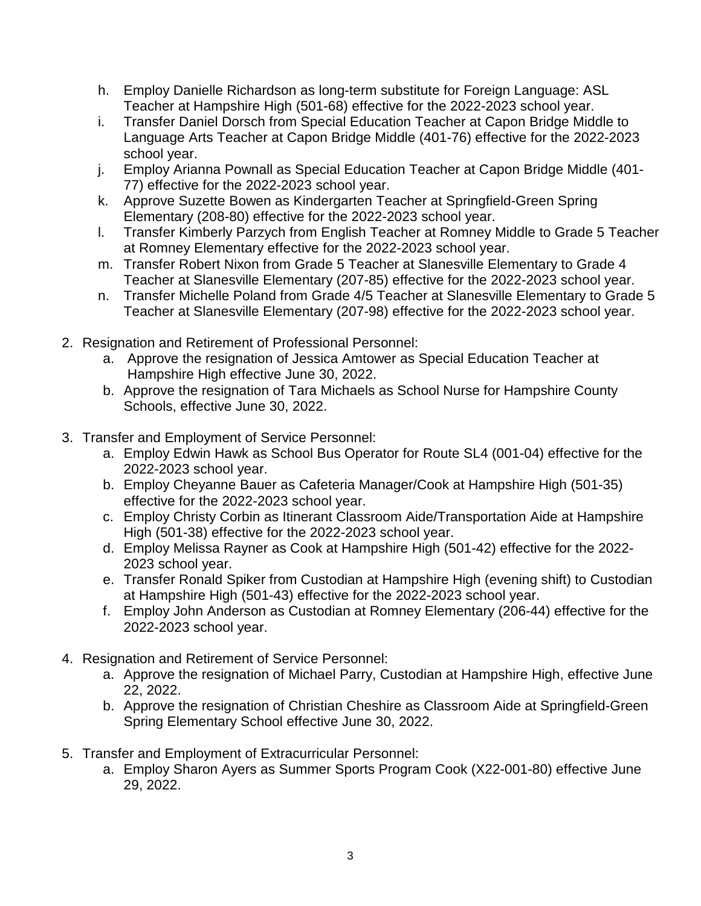h. Employ Danielle Richardson as long-term substitute for Foreign Language: ASL Teacher at Hampshire High (501-68) effective for the 2022-2023 school year.
i. Transfer Daniel Dorsch from Special Education Teacher at Capon Bridge Middle to Language Arts Teacher at Capon Bridge Middle (401-76) effective for the 2022-2023 school year.
j. Employ Arianna Pownall as Special Education Teacher at Capon Bridge Middle (401-77) effective for the 2022-2023 school year.
k. Approve Suzette Bowen as Kindergarten Teacher at Springfield-Green Spring Elementary (208-80) effective for the 2022-2023 school year.
l. Transfer Kimberly Parzych from English Teacher at Romney Middle to Grade 5 Teacher at Romney Elementary effective for the 2022-2023 school year.
m. Transfer Robert Nixon from Grade 5 Teacher at Slanesville Elementary to Grade 4 Teacher at Slanesville Elementary (207-85) effective for the 2022-2023 school year.
n. Transfer Michelle Poland from Grade 4/5 Teacher at Slanesville Elementary to Grade 5 Teacher at Slanesville Elementary (207-98) effective for the 2022-2023 school year.

2. Resignation and Retirement of Professional Personnel:
   a. Approve the resignation of Jessica Amtower as Special Education Teacher at Hampshire High effective June 30, 2022.
   b. Approve the resignation of Tara Michaels as School Nurse for Hampshire County Schools, effective June 30, 2022.

3. Transfer and Employment of Service Personnel:
   a. Employ Edwin Hawk as School Bus Operator for Route SL4 (001-04) effective for the 2022-2023 school year.
   b. Employ Cheyanne Bauer as Cafeteria Manager/Cook at Hampshire High (501-35) effective for the 2022-2023 school year.
   c. Employ Christy Corbin as Itinerant Classroom Aide/Transportation Aide at Hampshire High (501-38) effective for the 2022-2023 school year.
   d. Employ Melissa Rayner as Cook at Hampshire High (501-42) effective for the 2022-2023 school year.
   e. Transfer Ronald Spiker from Custodian at Hampshire High (evening shift) to Custodian at Hampshire High (501-43) effective for the 2022-2023 school year.
   f. Employ John Anderson as Custodian at Romney Elementary (206-44) effective for the 2022-2023 school year.

4. Resignation and Retirement of Service Personnel:
   a. Approve the resignation of Michael Parry, Custodian at Hampshire High, effective June 22, 2022.
   b. Approve the resignation of Christian Cheshire as Classroom Aide at Springfield-Green Spring Elementary School effective June 30, 2022.

5. Transfer and Employment of Extracurricular Personnel:
   a. Employ Sharon Ayers as Summer Sports Program Cook (X22-001-80) effective June 29, 2022.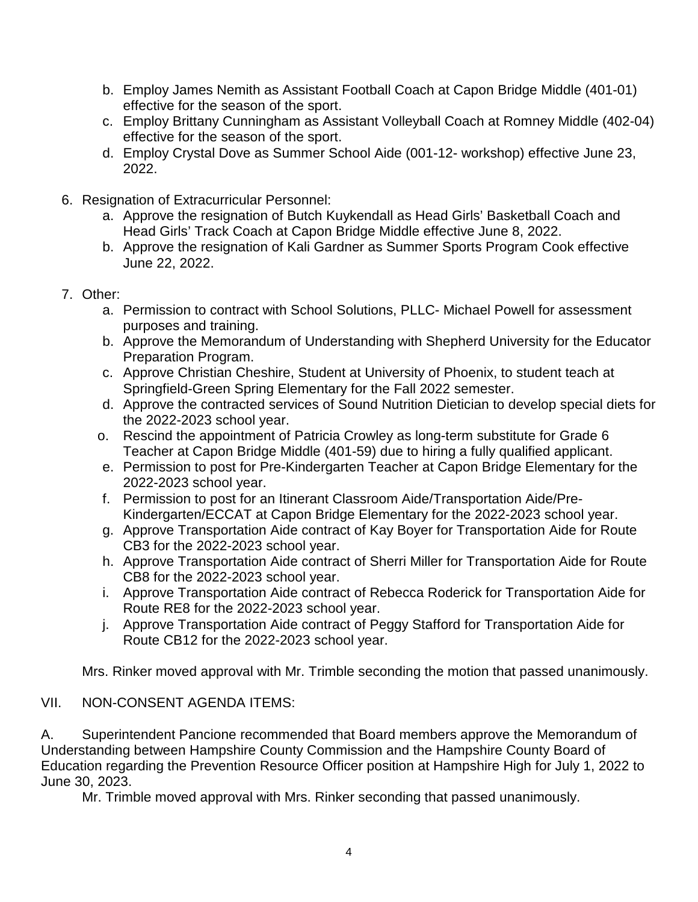b. Employ James Nemith as Assistant Football Coach at Capon Bridge Middle (401-01) effective for the season of the sport.
c. Employ Brittany Cunningham as Assistant Volleyball Coach at Romney Middle (402-04) effective for the season of the sport.
d. Employ Crystal Dove as Summer School Aide (001-12- workshop) effective June 23, 2022.

6. Resignation of Extracurricular Personnel:
   a. Approve the resignation of Butch Kuykendall as Head Girls' Basketball Coach and Head Girls' Track Coach at Capon Bridge Middle effective June 8, 2022.
   b. Approve the resignation of Kali Gardner as Summer Sports Program Cook effective June 22, 2022.

7. Other:
   a. Permission to contract with School Solutions, PLLC- Michael Powell for assessment purposes and training.
   b. Approve the Memorandum of Understanding with Shepherd University for the Educator Preparation Program.
   c. Approve Christian Cheshire, Student at University of Phoenix, to student teach at Springfield-Green Spring Elementary for the Fall 2022 semester.
   d. Approve the contracted services of Sound Nutrition Dietician to develop special diets for the 2022-2023 school year.
   o. Rescind the appointment of Patricia Crowley as long-term substitute for Grade 6 Teacher at Capon Bridge Middle (401-59) due to hiring a fully qualified applicant.
   e. Permission to post for Pre-Kindergarten Teacher at Capon Bridge Elementary for the 2022-2023 school year.
   f. Permission to post for an Itinerant Classroom Aide/Transportation Aide/Pre-Kindergarten/ECCAT at Capon Bridge Elementary for the 2022-2023 school year.
   g. Approve Transportation Aide contract of Kay Boyer for Transportation Aide for Route CB3 for the 2022-2023 school year.
   h. Approve Transportation Aide contract of Sherri Miller for Transportation Aide for Route CB8 for the 2022-2023 school year.
   i. Approve Transportation Aide contract of Rebecca Roderick for Transportation Aide for Route RE8 for the 2022-2023 school year.
   j. Approve Transportation Aide contract of Peggy Stafford for Transportation Aide for Route CB12 for the 2022-2023 school year.

Mrs. Rinker moved approval with Mr. Trimble seconding the motion that passed unanimously.

VII. NON-CONSENT AGENDA ITEMS:

A. Superintendent Pancione recommended that Board members approve the Memorandum of Understanding between Hampshire County Commission and the Hampshire County Board of Education regarding the Prevention Resource Officer position at Hampshire High for July 1, 2022 to June 30, 2023.

Mr. Trimble moved approval with Mrs. Rinker seconding that passed unanimously.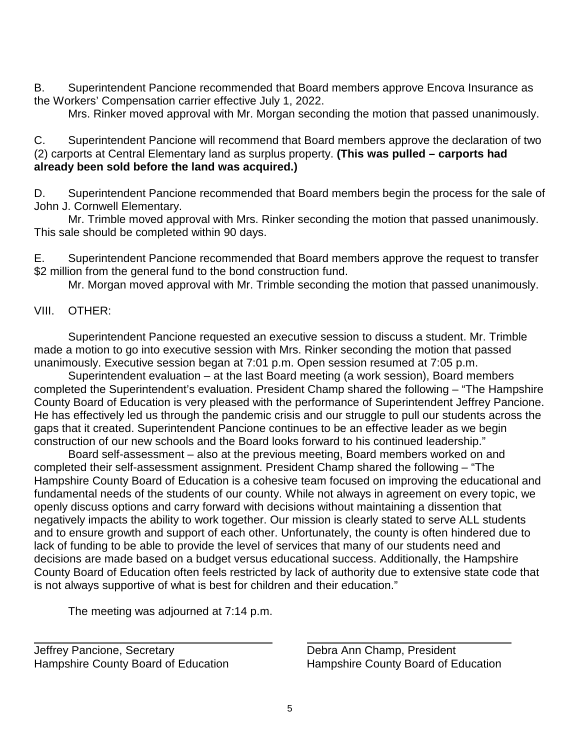B. Superintendent Pancione recommended that Board members approve Encova Insurance as the Workers' Compensation carrier effective July 1, 2022.

Mrs. Rinker moved approval with Mr. Morgan seconding the motion that passed unanimously.

C. Superintendent Pancione will recommend that Board members approve the declaration of two (2) carports at Central Elementary land as surplus property. **(This was pulled – carports had already been sold before the land was acquired.)**

D. Superintendent Pancione recommended that Board members begin the process for the sale of John J. Cornwell Elementary.

Mr. Trimble moved approval with Mrs. Rinker seconding the motion that passed unanimously. This sale should be completed within 90 days.

E. Superintendent Pancione recommended that Board members approve the request to transfer $2 million from the general fund to the bond construction fund.

Mr. Morgan moved approval with Mr. Trimble seconding the motion that passed unanimously.

VIII. OTHER:

Superintendent Pancione requested an executive session to discuss a student. Mr. Trimble made a motion to go into executive session with Mrs. Rinker seconding the motion that passed unanimously. Executive session began at 7:01 p.m. Open session resumed at 7:05 p.m.

Superintendent evaluation – at the last Board meeting (a work session), Board members completed the Superintendent's evaluation. President Champ shared the following – "The Hampshire County Board of Education is very pleased with the performance of Superintendent Jeffrey Pancione. He has effectively led us through the pandemic crisis and our struggle to pull our students across the gaps that it created. Superintendent Pancione continues to be an effective leader as we begin construction of our new schools and the Board looks forward to his continued leadership."

Board self-assessment – also at the previous meeting, Board members worked on and completed their self-assessment assignment. President Champ shared the following – "The Hampshire County Board of Education is a cohesive team focused on improving the educational and fundamental needs of the students of our county. While not always in agreement on every topic, we openly discuss options and carry forward with decisions without maintaining a dissention that negatively impacts the ability to work together. Our mission is clearly stated to serve ALL students and to ensure growth and support of each other. Unfortunately, the county is often hindered due to lack of funding to be able to provide the level of services that many of our students need and decisions are made based on a budget versus educational success. Additionally, the Hampshire County Board of Education often feels restricted by lack of authority due to extensive state code that is not always supportive of what is best for children and their education."

The meeting was adjourned at 7:14 p.m.

Jeffrey Pancione, Secretary
Hampshire County Board of Education

Debra Ann Champ, President
Hampshire County Board of Education